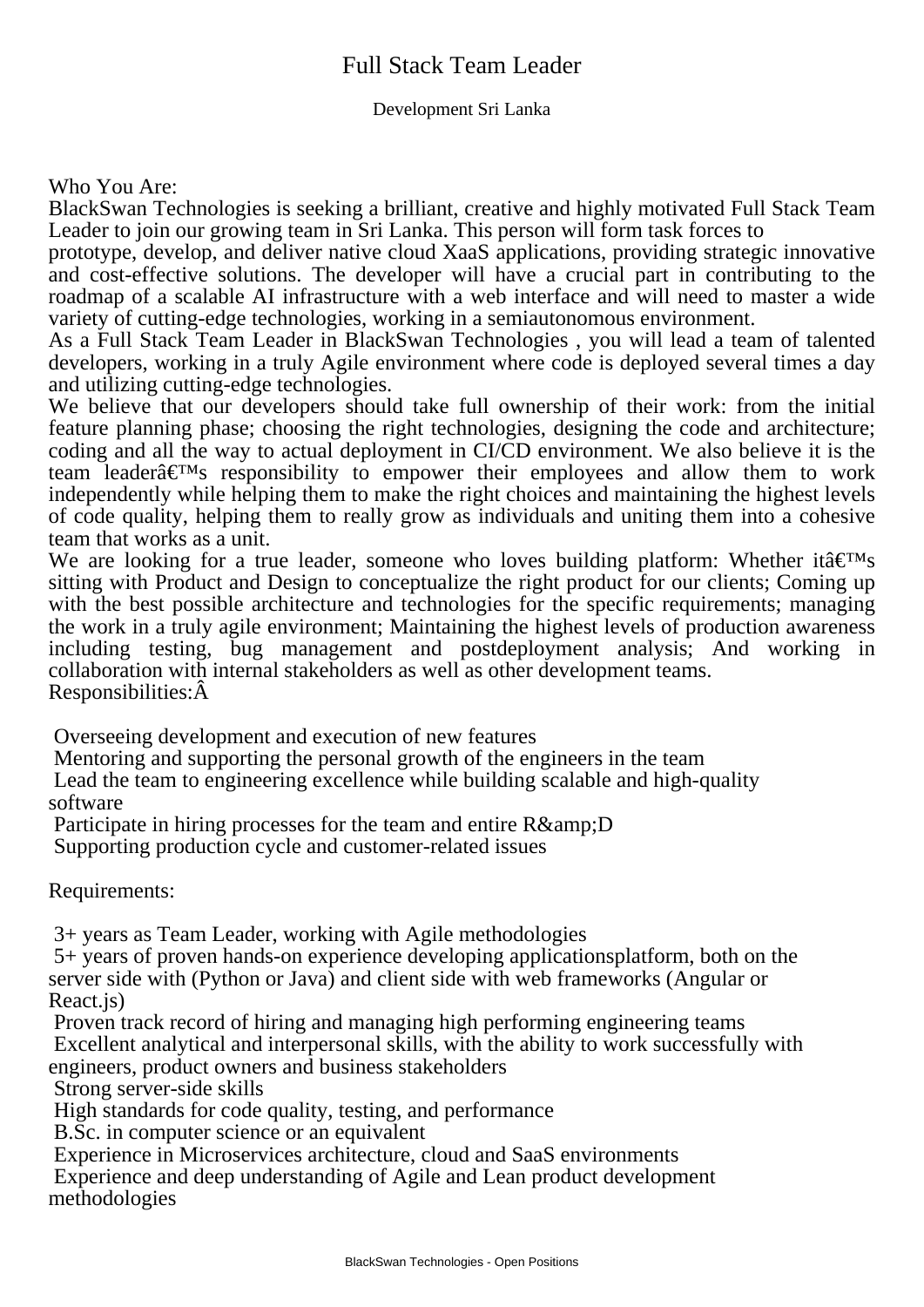# Full Stack Team Leader

Development Sri Lanka

Who You Are:

BlackSwan Technologies is seeking a brilliant, creative and highly motivated Full Stack Team Leader to join our growing team in Sri Lanka. This person will form task forces to prototype, develop, and deliver native cloud XaaS applications, providing strategic innovative and cost-effective solutions. The developer will have a crucial part in contributing to the roadmap of a scalable AI infrastructure with a web interface and will need to master a wide variety of cutting-edge technologies, working in a semiautonomous environment.

As a Full Stack Team Leader in BlackSwan Technologies , you will lead a team of talented developers, working in a truly Agile environment where code is deployed several times a day and utilizing cutting-edge technologies.

We believe that our developers should take full ownership of their work: from the initial feature planning phase; choosing the right technologies, designing the code and architecture; coding and all the way to actual deployment in CI/CD environment. We also believe it is the team leaderâ€™s responsibility to empower their employees and allow them to work independently while helping them to make the right choices and maintaining the highest levels of code quality, helping them to really grow as individuals and uniting them into a cohesive team that works as a unit.

We are looking for a true leader, someone who loves building platform: Whether itâ€™s sitting with Product and Design to conceptualize the right product for our clients; Coming up with the best possible architecture and technologies for the specific requirements; managing the work in a truly agile environment; Maintaining the highest levels of production awareness including testing, bug management and postdeployment analysis; And working in collaboration with internal stakeholders as well as other development teams.

Responsibilities:Â

- Overseeing development and execution of new features
- Mentoring and supporting the personal growth of the engineers in the team
- Lead the team to engineering excellence while building scalable and high-quality software
- Participate in hiring processes for the team and entire R&amp;D
- Supporting production cycle and customer-related issues

Requirements:

- 3+ years as Team Leader, working with Agile methodologies
- 5+ years of proven hands-on experience developing applicationsplatform, both on the server side with (Python or Java) and client side with web frameworks (Angular or React.js)
- Proven track record of hiring and managing high performing engineering teams
- Excellent analytical and interpersonal skills, with the ability to work successfully with engineers, product owners and business stakeholders
- Strong server-side skills
- High standards for code quality, testing, and performance
- B.Sc. in computer science or an equivalent
- Experience in Microservices architecture, cloud and SaaS environments
- Experience and deep understanding of Agile and Lean product development methodologies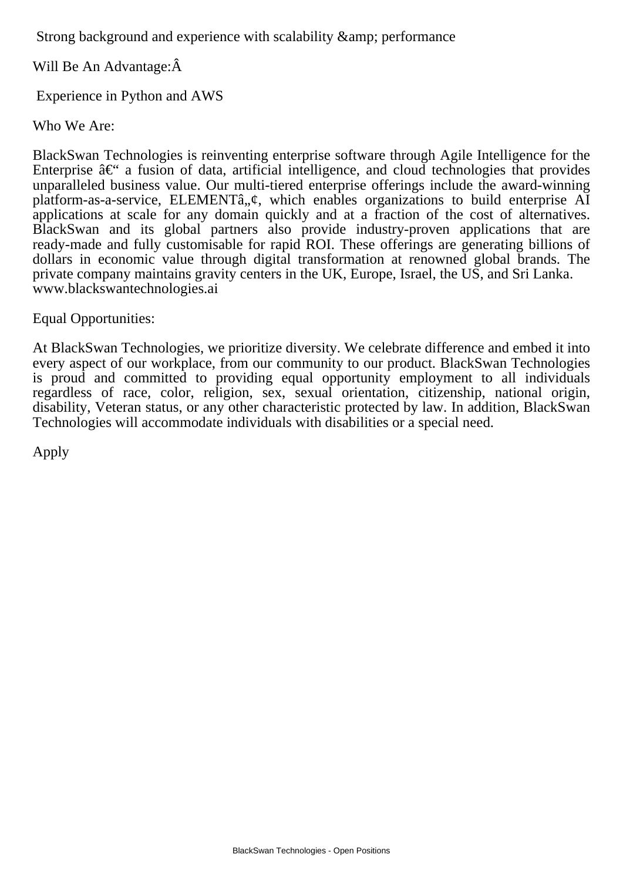Strong background and experience with scalability &amp; performance

Will Be An Advantage:Â 

Experience in Python and AWS

Who We Are:

BlackSwan Technologies is reinventing enterprise software through Agile Intelligence for the Enterprise â€“ a fusion of data, artificial intelligence, and cloud technologies that provides unparalleled business value. Our multi-tiered enterprise offerings include the award-winning platform-as-a-service, ELEMENTâ„¢, which enables organizations to build enterprise AI applications at scale for any domain quickly and at a fraction of the cost of alternatives. BlackSwan and its global partners also provide industry-proven applications that are ready-made and fully customisable for rapid ROI. These offerings are generating billions of dollars in economic value through digital transformation at renowned global brands. The private company maintains gravity centers in the UK, Europe, Israel, the US, and Sri Lanka. www.blackswantechnologies.ai

Equal Opportunities:

At BlackSwan Technologies, we prioritize diversity. We celebrate difference and embed it into every aspect of our workplace, from our community to our product. BlackSwan Technologies is proud and committed to providing equal opportunity employment to all individuals regardless of race, color, religion, sex, sexual orientation, citizenship, national origin, disability, Veteran status, or any other characteristic protected by law. In addition, BlackSwan Technologies will accommodate individuals with disabilities or a special need.

Apply